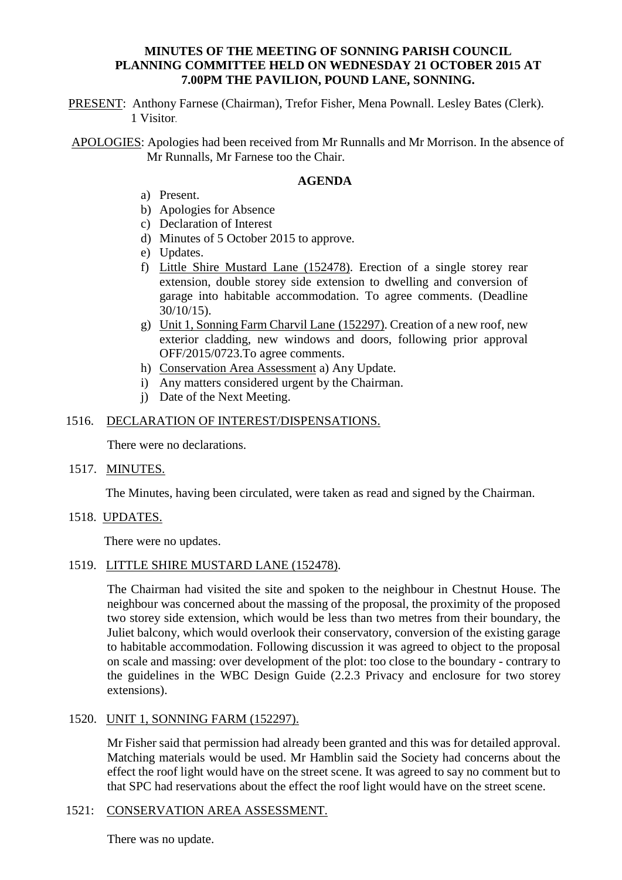**MINUTES OF THE MEETING OF SONNING PARISH COUNCIL PLANNING COMMITTEE HELD ON WEDNESDAY 21 OCTOBER 2015 AT 7.00PM THE PAVILION, POUND LANE, SONNING.**

PRESENT: Anthony Farnese (Chairman), Trefor Fisher, Mena Pownall. Lesley Bates (Clerk). 1 Visitor.

APOLOGIES: Apologies had been received from Mr Runnalls and Mr Morrison. In the absence of Mr Runnalls, Mr Farnese too the Chair.

**AGENDA**

a) Present.
b) Apologies for Absence
c) Declaration of Interest
d) Minutes of 5 October 2015 to approve.
e) Updates.
f) Little Shire Mustard Lane (152478). Erection of a single storey rear extension, double storey side extension to dwelling and conversion of garage into habitable accommodation. To agree comments. (Deadline 30/10/15).
g) Unit 1, Sonning Farm Charvil Lane (152297). Creation of a new roof, new exterior cladding, new windows and doors, following prior approval OFF/2015/0723.To agree comments.
h) Conservation Area Assessment a) Any Update.
i) Any matters considered urgent by the Chairman.
j) Date of the Next Meeting.

1516. DECLARATION OF INTEREST/DISPENSATIONS.

There were no declarations.

1517. MINUTES.

The Minutes, having been circulated, were taken as read and signed by the Chairman.

1518. UPDATES.

There were no updates.

1519. LITTLE SHIRE MUSTARD LANE (152478).

The Chairman had visited the site and spoken to the neighbour in Chestnut House. The neighbour was concerned about the massing of the proposal, the proximity of the proposed two storey side extension, which would be less than two metres from their boundary, the Juliet balcony, which would overlook their conservatory, conversion of the existing garage to habitable accommodation. Following discussion it was agreed to object to the proposal on scale and massing: over development of the plot: too close to the boundary - contrary to the guidelines in the WBC Design Guide (2.2.3 Privacy and enclosure for two storey extensions).

1520. UNIT 1, SONNING FARM (152297).

Mr Fisher said that permission had already been granted and this was for detailed approval. Matching materials would be used. Mr Hamblin said the Society had concerns about the effect the roof light would have on the street scene. It was agreed to say no comment but to that SPC had reservations about the effect the roof light would have on the street scene.

1521: CONSERVATION AREA ASSESSMENT.

There was no update.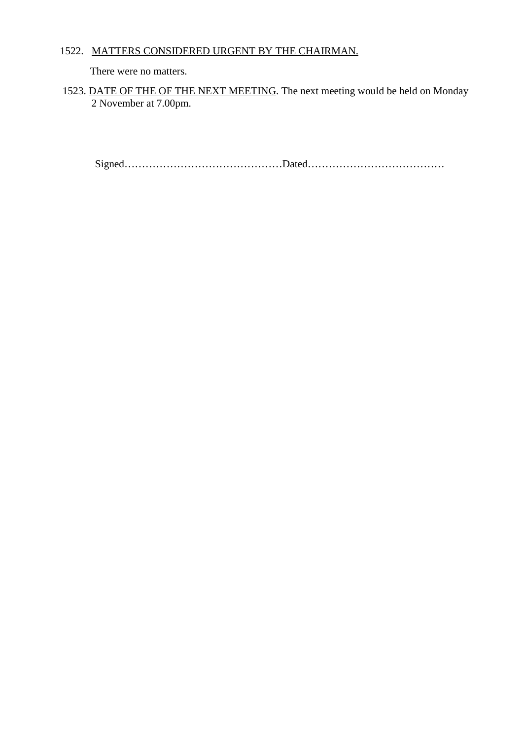1522. MATTERS CONSIDERED URGENT BY THE CHAIRMAN.

There were no matters.

1523. DATE OF THE OF THE NEXT MEETING. The next meeting would be held on Monday 2 November at 7.00pm.

Signed………………………………………Dated…………………………………